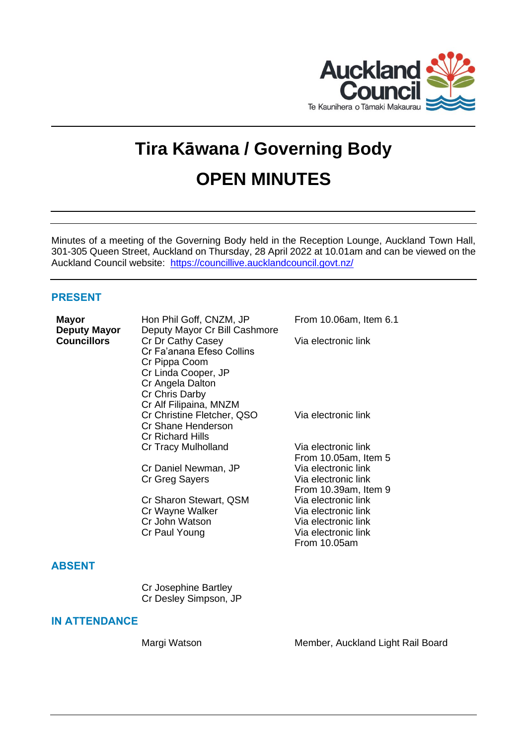# Tira Kāwana / Governing Body

# OPEN MINUTES

Minutes of a meeting of the Governing Body held in the Reception Lounge, Auckland Town Hall, 301-305 Queen Street, Auckland on Thursday, 28 April 2022 at 10.01am and can be viewed on the Auckland Council website: https://councillive.aucklandcouncil.govt.nz/

## PRESENT

| | | |
|---|---|---|
| **Mayor** | Hon Phil Goff, CNZM, JP | From 10.06am, Item 6.1 |
| **Deputy Mayor** | Deputy Mayor Cr Bill Cashmore | |
| **Councillors** | Cr Dr Cathy Casey | Via electronic link |
| | Cr Fa'anana Efeso Collins | |
| | Cr Pippa Coom | |
| | Cr Linda Cooper, JP | |
| | Cr Angela Dalton | |
| | Cr Chris Darby | |
| | Cr Alf Filipaina, MNZM | |
| | Cr Christine Fletcher, QSO | Via electronic link |
| | Cr Shane Henderson | |
| | Cr Richard Hills | |
| | Cr Tracy Mulholland | Via electronic link<br>From 10.05am, Item 5 |
| | Cr Daniel Newman, JP | Via electronic link |
| | Cr Greg Sayers | Via electronic link<br>From 10.39am, Item 9 |
| | Cr Sharon Stewart, QSM | Via electronic link |
| | Cr Wayne Walker | Via electronic link |
| | Cr John Watson | Via electronic link |
| | Cr Paul Young | Via electronic link<br>From 10.05am |

## ABSENT

Cr Josephine Bartley
Cr Desley Simpson, JP

## IN ATTENDANCE

| | |
|---|---|
| Margi Watson | Member, Auckland Light Rail Board |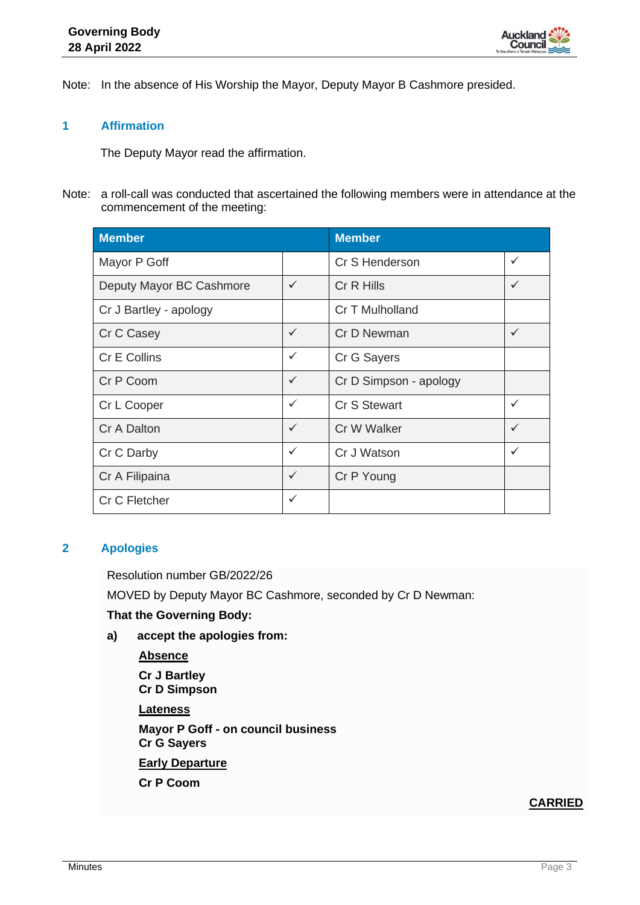Note: In the absence of His Worship the Mayor, Deputy Mayor B Cashmore presided.

## 1 Affirmation

The Deputy Mayor read the affirmation.

Note: a roll-call was conducted that ascertained the following members were in attendance at the commencement of the meeting:

| Member | | Member | |
|---|---|---|---|
| Mayor P Goff | | Cr S Henderson | ✓ |
| Deputy Mayor BC Cashmore | ✓ | Cr R Hills | ✓ |
| Cr J Bartley - apology | | Cr T Mulholland | |
| Cr C Casey | ✓ | Cr D Newman | ✓ |
| Cr E Collins | ✓ | Cr G Sayers | |
| Cr P Coom | ✓ | Cr D Simpson - apology | |
| Cr L Cooper | ✓ | Cr S Stewart | ✓ |
| Cr A Dalton | ✓ | Cr W Walker | ✓ |
| Cr C Darby | ✓ | Cr J Watson | ✓ |
| Cr A Filipaina | ✓ | Cr P Young | |
| Cr C Fletcher | ✓ | | |

## 2 Apologies

Resolution number GB/2022/26

MOVED by Deputy Mayor BC Cashmore, seconded by Cr D Newman:

**That the Governing Body:**

**a) accept the apologies from:**

**Absence**

**Cr J Bartley**
**Cr D Simpson**

**Lateness**

**Mayor P Goff - on council business**
**Cr G Sayers**

**Early Departure**

**Cr P Coom**

**CARRIED**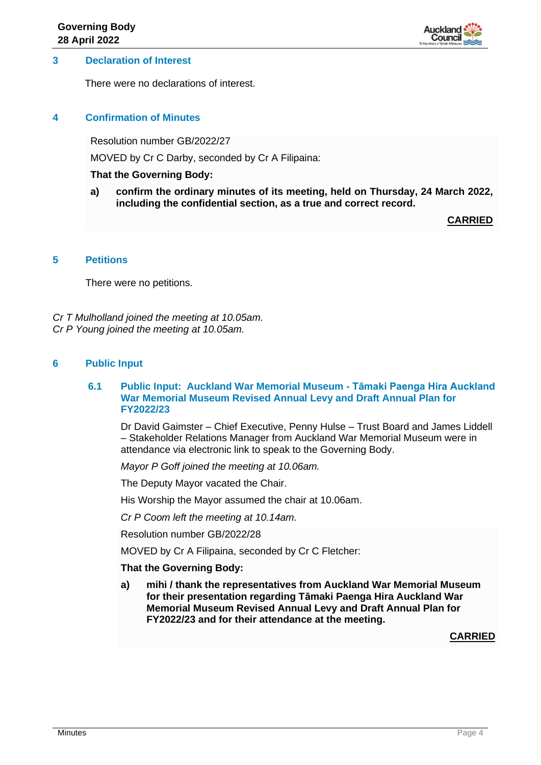## 3 Declaration of Interest

There were no declarations of interest.

## 4 Confirmation of Minutes

Resolution number GB/2022/27

MOVED by Cr C Darby, seconded by Cr A Filipaina:

**That the Governing Body:**

**a) confirm the ordinary minutes of its meeting, held on Thursday, 24 March 2022, including the confidential section, as a true and correct record.**

**CARRIED**

## 5 Petitions

There were no petitions.

*Cr T Mulholland joined the meeting at 10.05am.*
*Cr P Young joined the meeting at 10.05am.*

## 6 Public Input

### 6.1 Public Input: Auckland War Memorial Museum - Tāmaki Paenga Hira Auckland War Memorial Museum Revised Annual Levy and Draft Annual Plan for FY2022/23

Dr David Gaimster – Chief Executive, Penny Hulse – Trust Board and James Liddell – Stakeholder Relations Manager from Auckland War Memorial Museum were in attendance via electronic link to speak to the Governing Body.

*Mayor P Goff joined the meeting at 10.06am.*

The Deputy Mayor vacated the Chair.

His Worship the Mayor assumed the chair at 10.06am.

*Cr P Coom left the meeting at 10.14am.*

Resolution number GB/2022/28

MOVED by Cr A Filipaina, seconded by Cr C Fletcher:

**That the Governing Body:**

**a) mihi / thank the representatives from Auckland War Memorial Museum for their presentation regarding Tāmaki Paenga Hira Auckland War Memorial Museum Revised Annual Levy and Draft Annual Plan for FY2022/23 and for their attendance at the meeting.**

**CARRIED**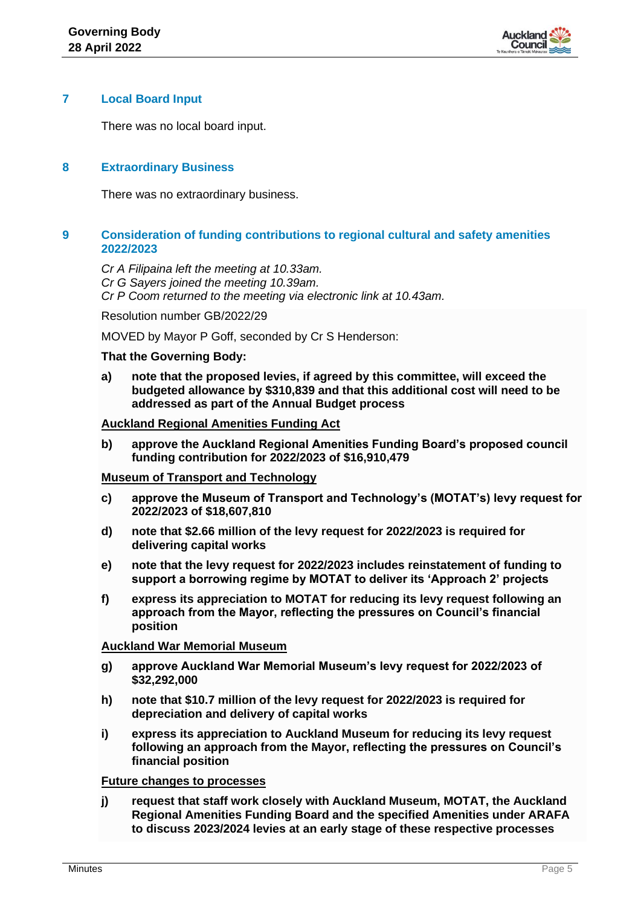## 7 Local Board Input

There was no local board input.

## 8 Extraordinary Business

There was no extraordinary business.

## 9 Consideration of funding contributions to regional cultural and safety amenities 2022/2023

*Cr A Filipaina left the meeting at 10.33am.*
*Cr G Sayers joined the meeting 10.39am.*
*Cr P Coom returned to the meeting via electronic link at 10.43am.*

Resolution number GB/2022/29

MOVED by Mayor P Goff, seconded by Cr S Henderson:

**That the Governing Body:**

**a) note that the proposed levies, if agreed by this committee, will exceed the budgeted allowance by $310,839 and that this additional cost will need to be addressed as part of the Annual Budget process**

**Auckland Regional Amenities Funding Act**

**b) approve the Auckland Regional Amenities Funding Board's proposed council funding contribution for 2022/2023 of $16,910,479**

**Museum of Transport and Technology**

**c) approve the Museum of Transport and Technology's (MOTAT's) levy request for 2022/2023 of $18,607,810**

**d) note that $2.66 million of the levy request for 2022/2023 is required for delivering capital works**

**e) note that the levy request for 2022/2023 includes reinstatement of funding to support a borrowing regime by MOTAT to deliver its 'Approach 2' projects**

**f) express its appreciation to MOTAT for reducing its levy request following an approach from the Mayor, reflecting the pressures on Council's financial position**

**Auckland War Memorial Museum**

**g) approve Auckland War Memorial Museum's levy request for 2022/2023 of $32,292,000**

**h) note that $10.7 million of the levy request for 2022/2023 is required for depreciation and delivery of capital works**

**i) express its appreciation to Auckland Museum for reducing its levy request following an approach from the Mayor, reflecting the pressures on Council's financial position**

**Future changes to processes**

**j) request that staff work closely with Auckland Museum, MOTAT, the Auckland Regional Amenities Funding Board and the specified Amenities under ARAFA to discuss 2023/2024 levies at an early stage of these respective processes**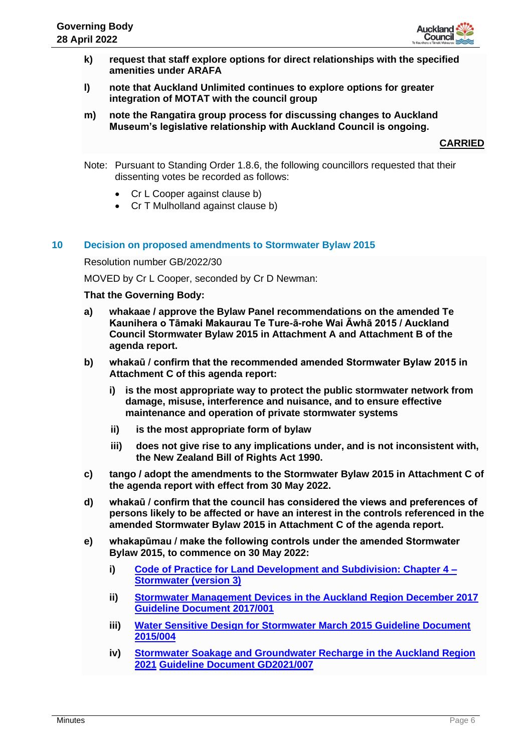k) **request that staff explore options for direct relationships with the specified amenities under ARAFA**

l) **note that Auckland Unlimited continues to explore options for greater integration of MOTAT with the council group**

m) **note the Rangatira group process for discussing changes to Auckland Museum's legislative relationship with Auckland Council is ongoing.**

**CARRIED**

Note: Pursuant to Standing Order 1.8.6, the following councillors requested that their dissenting votes be recorded as follows:

- Cr L Cooper against clause b)
- Cr T Mulholland against clause b)

## 10 Decision on proposed amendments to Stormwater Bylaw 2015

Resolution number GB/2022/30

MOVED by Cr L Cooper, seconded by Cr D Newman:

**That the Governing Body:**

a) **whakaae / approve the Bylaw Panel recommendations on the amended Te Kaunihera o Tāmaki Makaurau Te Ture-ā-rohe Wai Āwhā 2015 / Auckland Council Stormwater Bylaw 2015 in Attachment A and Attachment B of the agenda report.**

b) **whakaū / confirm that the recommended amended Stormwater Bylaw 2015 in Attachment C of this agenda report:**

   i) **is the most appropriate way to protect the public stormwater network from damage, misuse, interference and nuisance, and to ensure effective maintenance and operation of private stormwater systems**

   ii) **is the most appropriate form of bylaw**

   iii) **does not give rise to any implications under, and is not inconsistent with, the New Zealand Bill of Rights Act 1990.**

c) **tango / adopt the amendments to the Stormwater Bylaw 2015 in Attachment C of the agenda report with effect from 30 May 2022.**

d) **whakaū / confirm that the council has considered the views and preferences of persons likely to be affected or have an interest in the controls referenced in the amended Stormwater Bylaw 2015 in Attachment C of the agenda report.**

e) **whakapūmau / make the following controls under the amended Stormwater Bylaw 2015, to commence on 30 May 2022:**

   i) **Code of Practice for Land Development and Subdivision: Chapter 4 – Stormwater (version 3)**

   ii) **Stormwater Management Devices in the Auckland Region December 2017 Guideline Document 2017/001**

   iii) **Water Sensitive Design for Stormwater March 2015 Guideline Document 2015/004**

   iv) **Stormwater Soakage and Groundwater Recharge in the Auckland Region 2021 Guideline Document GD2021/007**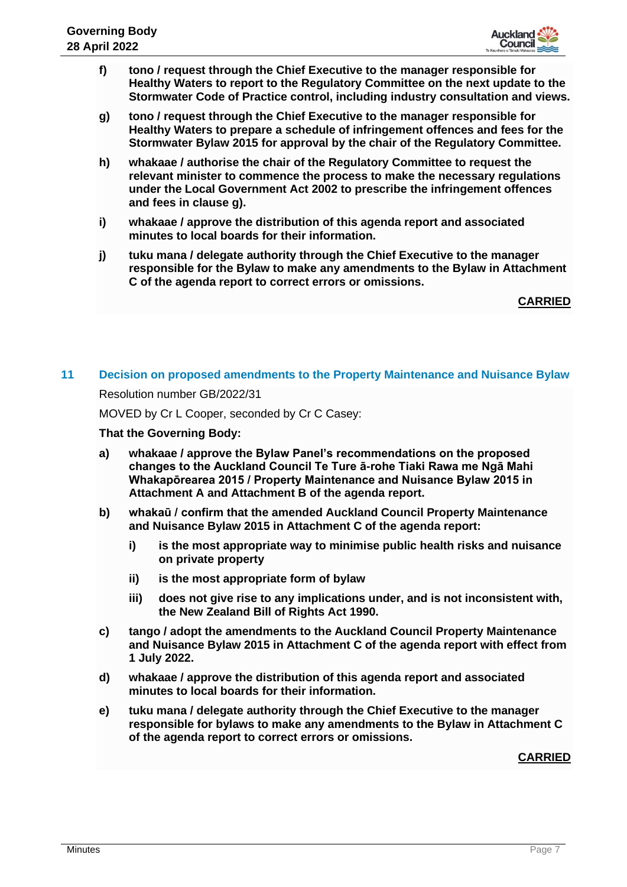**f) tono / request through the Chief Executive to the manager responsible for Healthy Waters to report to the Regulatory Committee on the next update to the Stormwater Code of Practice control, including industry consultation and views.**

**g) tono / request through the Chief Executive to the manager responsible for Healthy Waters to prepare a schedule of infringement offences and fees for the Stormwater Bylaw 2015 for approval by the chair of the Regulatory Committee.**

**h) whakaae / authorise the chair of the Regulatory Committee to request the relevant minister to commence the process to make the necessary regulations under the Local Government Act 2002 to prescribe the infringement offences and fees in clause g).**

**i) whakaae / approve the distribution of this agenda report and associated minutes to local boards for their information.**

**j) tuku mana / delegate authority through the Chief Executive to the manager responsible for the Bylaw to make any amendments to the Bylaw in Attachment C of the agenda report to correct errors or omissions.**

**CARRIED**

## 11 Decision on proposed amendments to the Property Maintenance and Nuisance Bylaw

Resolution number GB/2022/31

MOVED by Cr L Cooper, seconded by Cr C Casey:

**That the Governing Body:**

**a) whakaae / approve the Bylaw Panel's recommendations on the proposed changes to the Auckland Council Te Ture ā-rohe Tiaki Rawa me Ngā Mahi Whakapōrearea 2015 / Property Maintenance and Nuisance Bylaw 2015 in Attachment A and Attachment B of the agenda report.**

**b) whakaū / confirm that the amended Auckland Council Property Maintenance and Nuisance Bylaw 2015 in Attachment C of the agenda report:**

- **i) is the most appropriate way to minimise public health risks and nuisance on private property**
- **ii) is the most appropriate form of bylaw**
- **iii) does not give rise to any implications under, and is not inconsistent with, the New Zealand Bill of Rights Act 1990.**

**c) tango / adopt the amendments to the Auckland Council Property Maintenance and Nuisance Bylaw 2015 in Attachment C of the agenda report with effect from 1 July 2022.**

**d) whakaae / approve the distribution of this agenda report and associated minutes to local boards for their information.**

**e) tuku mana / delegate authority through the Chief Executive to the manager responsible for bylaws to make any amendments to the Bylaw in Attachment C of the agenda report to correct errors or omissions.**

**CARRIED**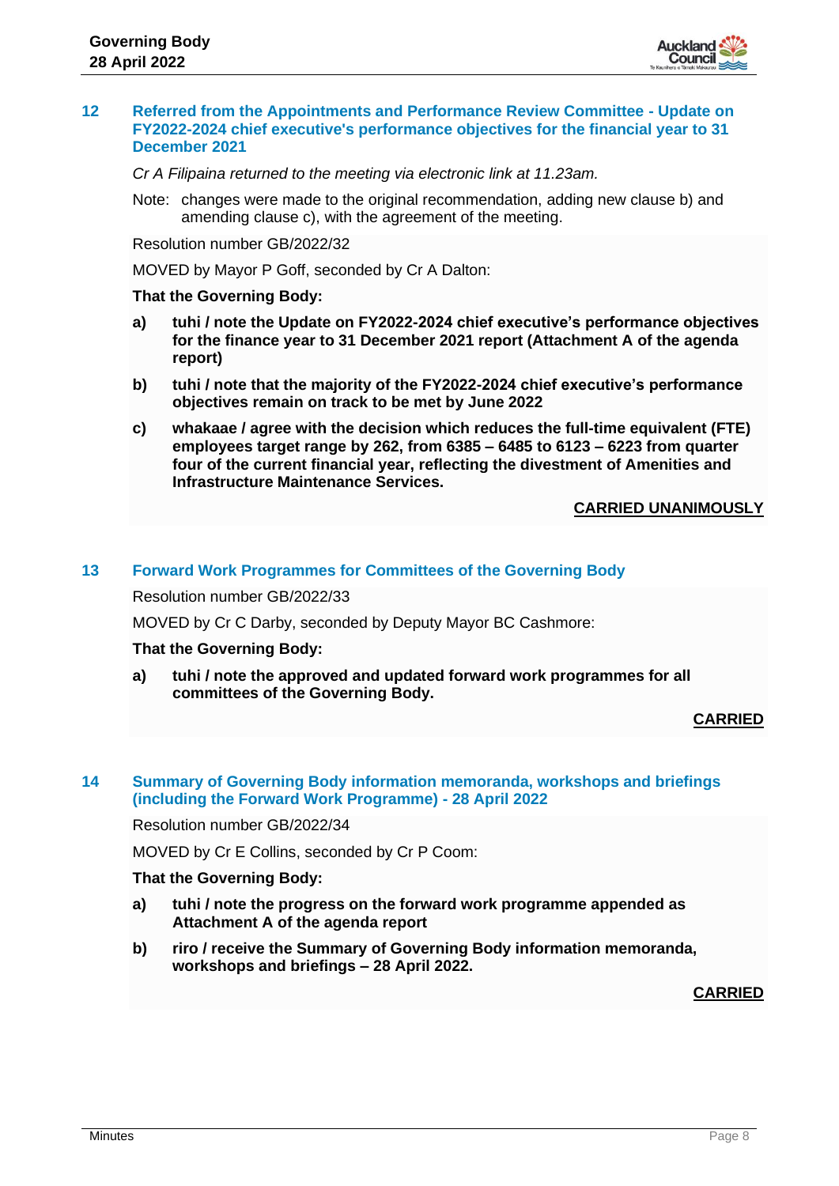## 12 Referred from the Appointments and Performance Review Committee - Update on FY2022-2024 chief executive's performance objectives for the financial year to 31 December 2021

*Cr A Filipaina returned to the meeting via electronic link at 11.23am.*

Note: changes were made to the original recommendation, adding new clause b) and amending clause c), with the agreement of the meeting.

Resolution number GB/2022/32

MOVED by Mayor P Goff, seconded by Cr A Dalton:

**That the Governing Body:**

**a) tuhi / note the Update on FY2022-2024 chief executive's performance objectives for the finance year to 31 December 2021 report (Attachment A of the agenda report)**

**b) tuhi / note that the majority of the FY2022-2024 chief executive's performance objectives remain on track to be met by June 2022**

**c) whakaae / agree with the decision which reduces the full-time equivalent (FTE) employees target range by 262, from 6385 – 6485 to 6123 – 6223 from quarter four of the current financial year, reflecting the divestment of Amenities and Infrastructure Maintenance Services.**

**CARRIED UNANIMOUSLY**

## 13 Forward Work Programmes for Committees of the Governing Body

Resolution number GB/2022/33

MOVED by Cr C Darby, seconded by Deputy Mayor BC Cashmore:

**That the Governing Body:**

**a) tuhi / note the approved and updated forward work programmes for all committees of the Governing Body.**

**CARRIED**

## 14 Summary of Governing Body information memoranda, workshops and briefings (including the Forward Work Programme) - 28 April 2022

Resolution number GB/2022/34

MOVED by Cr E Collins, seconded by Cr P Coom:

**That the Governing Body:**

**a) tuhi / note the progress on the forward work programme appended as Attachment A of the agenda report**

**b) riro / receive the Summary of Governing Body information memoranda, workshops and briefings – 28 April 2022.**

**CARRIED**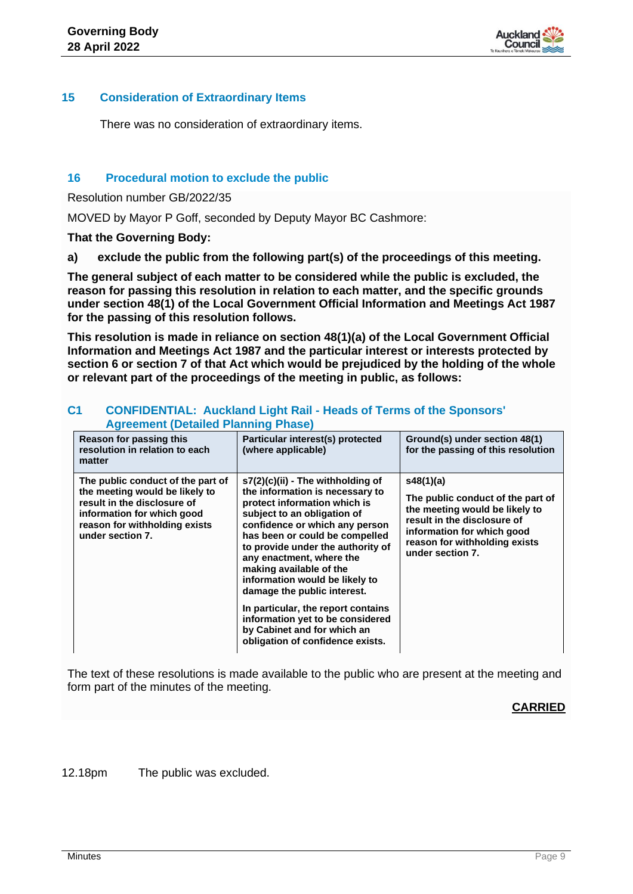## 15 Consideration of Extraordinary Items

There was no consideration of extraordinary items.

## 16 Procedural motion to exclude the public

Resolution number GB/2022/35

MOVED by Mayor P Goff, seconded by Deputy Mayor BC Cashmore:

**That the Governing Body:**

**a) exclude the public from the following part(s) of the proceedings of this meeting.**

**The general subject of each matter to be considered while the public is excluded, the reason for passing this resolution in relation to each matter, and the specific grounds under section 48(1) of the Local Government Official Information and Meetings Act 1987 for the passing of this resolution follows.**

**This resolution is made in reliance on section 48(1)(a) of the Local Government Official Information and Meetings Act 1987 and the particular interest or interests protected by section 6 or section 7 of that Act which would be prejudiced by the holding of the whole or relevant part of the proceedings of the meeting in public, as follows:**

### C1 CONFIDENTIAL: Auckland Light Rail - Heads of Terms of the Sponsors' Agreement (Detailed Planning Phase)

| Reason for passing this resolution in relation to each matter | Particular interest(s) protected (where applicable) | Ground(s) under section 48(1) for the passing of this resolution |
|---|---|---|
| The public conduct of the part of the meeting would be likely to result in the disclosure of information for which good reason for withholding exists under section 7. | s7(2)(c)(ii) - The withholding of the information is necessary to protect information which is subject to an obligation of confidence or which any person has been or could be compelled to provide under the authority of any enactment, where the making available of the information would be likely to damage the public interest.<br><br>In particular, the report contains information yet to be considered by Cabinet and for which an obligation of confidence exists. | s48(1)(a)<br><br>The public conduct of the part of the meeting would be likely to result in the disclosure of information for which good reason for withholding exists under section 7. |

The text of these resolutions is made available to the public who are present at the meeting and form part of the minutes of the meeting.

**CARRIED**

12.18pm The public was excluded.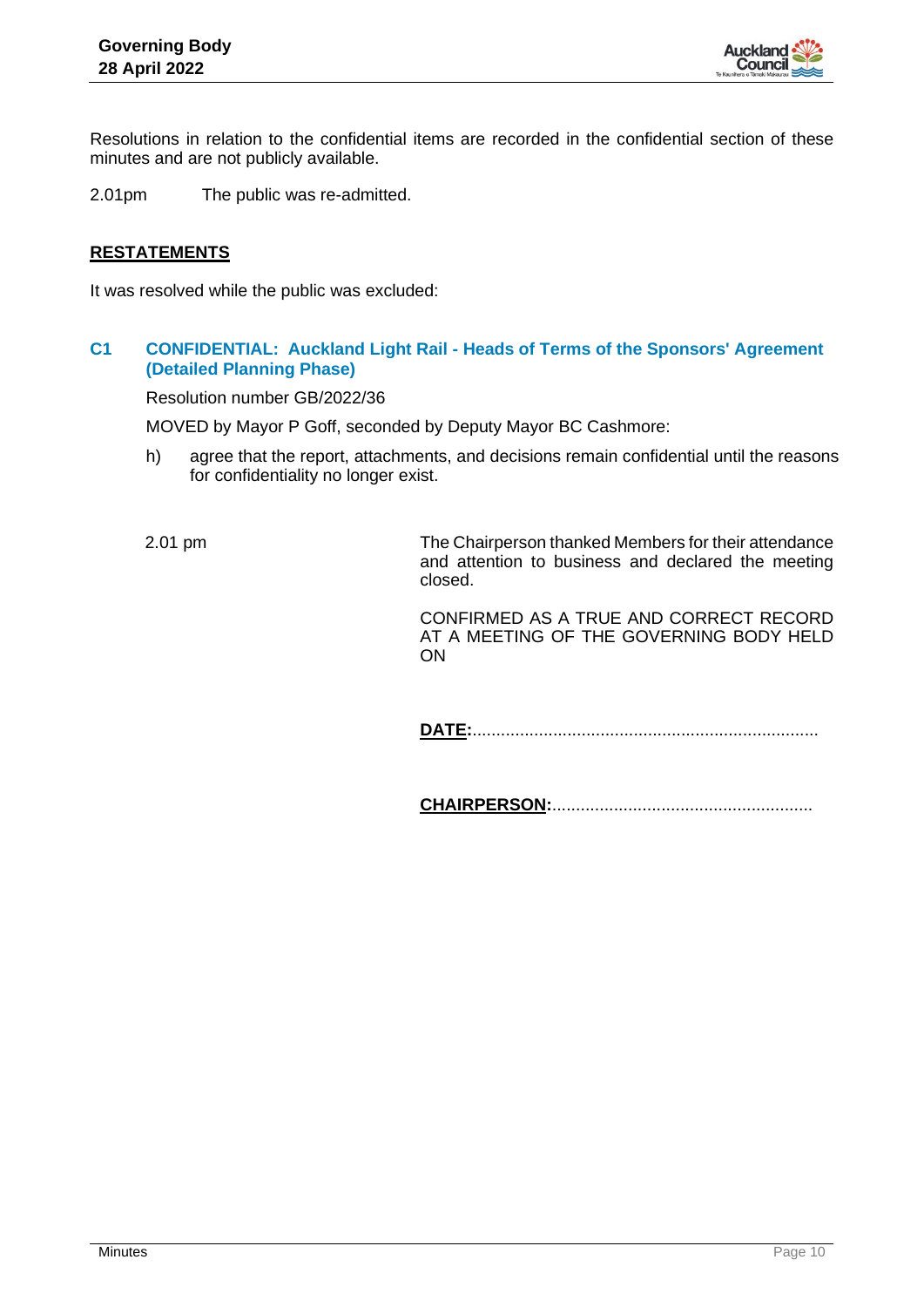Resolutions in relation to the confidential items are recorded in the confidential section of these minutes and are not publicly available.

2.01pm The public was re-admitted.

**RESTATEMENTS**

It was resolved while the public was excluded:

### C1 CONFIDENTIAL: Auckland Light Rail - Heads of Terms of the Sponsors' Agreement (Detailed Planning Phase)

Resolution number GB/2022/36

MOVED by Mayor P Goff, seconded by Deputy Mayor BC Cashmore:

h) agree that the report, attachments, and decisions remain confidential until the reasons for confidentiality no longer exist.

2.01 pm The Chairperson thanked Members for their attendance and attention to business and declared the meeting closed.

CONFIRMED AS A TRUE AND CORRECT RECORD AT A MEETING OF THE GOVERNING BODY HELD ON

**DATE:**.........................................................................

**CHAIRPERSON:**.......................................................